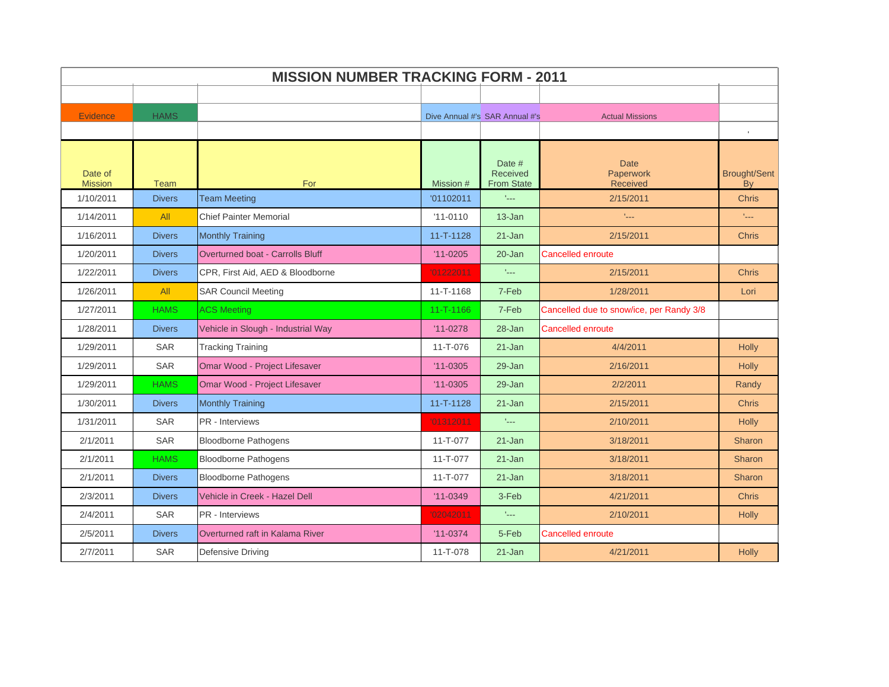# MISSION NUMBER TRACKING FORM - 2011

| Evidence | HAMS | | Dive Annual #'s | SAR Annual #'s | Actual Missions | |
|---|---|---|---|---|---|---|
| | | | | | | ' |
| **Date of Mission** | **Team** | **For** | **Mission #** | **Date # Received From State** | **Date Paperwork Received** | **Brought/Sent By** |
| 1/10/2011 | Divers | Team Meeting | '01102011 | '--- | 2/15/2011 | Chris |
| 1/14/2011 | All | Chief Painter Memorial | '11-0110 | 13-Jan | '--- | '--- |
| 1/16/2011 | Divers | Monthly Training | 11-T-1128 | 21-Jan | 2/15/2011 | Chris |
| 1/20/2011 | Divers | Overturned boat - Carrolls Bluff | '11-0205 | 20-Jan | Cancelled enroute | |
| 1/22/2011 | Divers | CPR, First Aid, AED & Bloodborne | '01222011 | '--- | 2/15/2011 | Chris |
| 1/26/2011 | All | SAR Council Meeting | 11-T-1168 | 7-Feb | 1/28/2011 | Lori |
| 1/27/2011 | HAMS | ACS Meeting | 11-T-1166 | 7-Feb | Cancelled due to snow/ice, per Randy 3/8 | |
| 1/28/2011 | Divers | Vehicle in Slough - Industrial Way | '11-0278 | 28-Jan | Cancelled enroute | |
| 1/29/2011 | SAR | Tracking Training | 11-T-076 | 21-Jan | 4/4/2011 | Holly |
| 1/29/2011 | SAR | Omar Wood - Project Lifesaver | '11-0305 | 29-Jan | 2/16/2011 | Holly |
| 1/29/2011 | HAMS | Omar Wood - Project Lifesaver | '11-0305 | 29-Jan | 2/2/2011 | Randy |
| 1/30/2011 | Divers | Monthly Training | 11-T-1128 | 21-Jan | 2/15/2011 | Chris |
| 1/31/2011 | SAR | PR - Interviews | '01312011 | '--- | 2/10/2011 | Holly |
| 2/1/2011 | SAR | Bloodborne Pathogens | 11-T-077 | 21-Jan | 3/18/2011 | Sharon |
| 2/1/2011 | HAMS | Bloodborne Pathogens | 11-T-077 | 21-Jan | 3/18/2011 | Sharon |
| 2/1/2011 | Divers | Bloodborne Pathogens | 11-T-077 | 21-Jan | 3/18/2011 | Sharon |
| 2/3/2011 | Divers | Vehicle in Creek - Hazel Dell | '11-0349 | 3-Feb | 4/21/2011 | Chris |
| 2/4/2011 | SAR | PR - Interviews | '02042011 | '--- | 2/10/2011 | Holly |
| 2/5/2011 | Divers | Overturned raft in Kalama River | '11-0374 | 5-Feb | Cancelled enroute | |
| 2/7/2011 | SAR | Defensive Driving | 11-T-078 | 21-Jan | 4/21/2011 | Holly |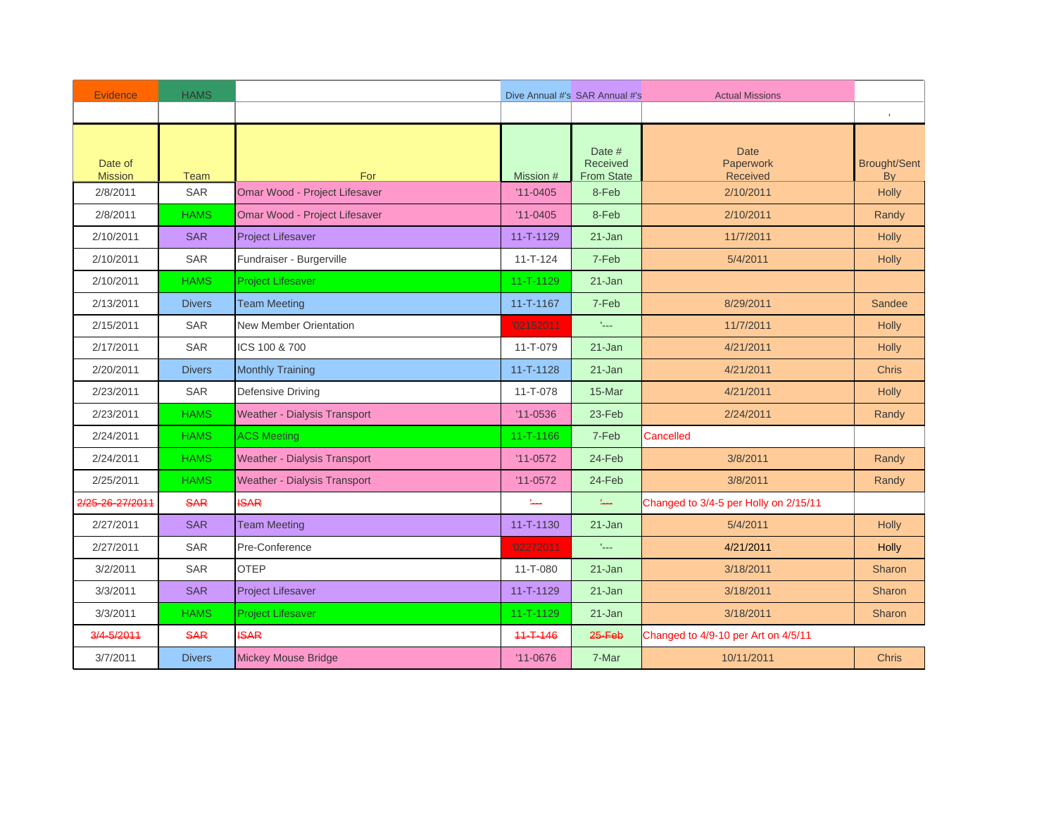| Evidence | HAMS | | Dive Annual #'s | SAR Annual #'s | Actual Missions | |
|---|---|---|---|---|---|---|
| | | | | | | ' |
| Date of Mission | Team | For | Mission # | Date # Received From State | Date Paperwork Received | Brought/Sent By |
| 2/8/2011 | SAR | Omar Wood - Project Lifesaver | '11-0405 | 8-Feb | 2/10/2011 | Holly |
| 2/8/2011 | HAMS | Omar Wood - Project Lifesaver | '11-0405 | 8-Feb | 2/10/2011 | Randy |
| 2/10/2011 | SAR | Project Lifesaver | 11-T-1129 | 21-Jan | 11/7/2011 | Holly |
| 2/10/2011 | SAR | Fundraiser - Burgerville | 11-T-124 | 7-Feb | 5/4/2011 | Holly |
| 2/10/2011 | HAMS | Project Lifesaver | 11-T-1129 | 21-Jan | | |
| 2/13/2011 | Divers | Team Meeting | 11-T-1167 | 7-Feb | 8/29/2011 | Sandee |
| 2/15/2011 | SAR | New Member Orientation | '02152011 | '--- | 11/7/2011 | Holly |
| 2/17/2011 | SAR | ICS 100 & 700 | 11-T-079 | 21-Jan | 4/21/2011 | Holly |
| 2/20/2011 | Divers | Monthly Training | 11-T-1128 | 21-Jan | 4/21/2011 | Chris |
| 2/23/2011 | SAR | Defensive Driving | 11-T-078 | 15-Mar | 4/21/2011 | Holly |
| 2/23/2011 | HAMS | Weather - Dialysis Transport | '11-0536 | 23-Feb | 2/24/2011 | Randy |
| 2/24/2011 | HAMS | ACS Meeting | 11-T-1166 | 7-Feb | Cancelled | |
| 2/24/2011 | HAMS | Weather - Dialysis Transport | '11-0572 | 24-Feb | 3/8/2011 | Randy |
| 2/25/2011 | HAMS | Weather - Dialysis Transport | '11-0572 | 24-Feb | 3/8/2011 | Randy |
| ~~2/25-26-27/2011~~ | ~~SAR~~ | ~~ISAR~~ | ~~'---~~ | ~~'---~~ | Changed to 3/4-5 per Holly on 2/15/11 | |
| 2/27/2011 | SAR | Team Meeting | 11-T-1130 | 21-Jan | 5/4/2011 | Holly |
| 2/27/2011 | SAR | Pre-Conference | '02272011 | '--- | 4/21/2011 | Holly |
| 3/2/2011 | SAR | OTEP | 11-T-080 | 21-Jan | 3/18/2011 | Sharon |
| 3/3/2011 | SAR | Project Lifesaver | 11-T-1129 | 21-Jan | 3/18/2011 | Sharon |
| 3/3/2011 | HAMS | Project Lifesaver | 11-T-1129 | 21-Jan | 3/18/2011 | Sharon |
| ~~3/4-5/2011~~ | ~~SAR~~ | ~~ISAR~~ | ~~11-T-146~~ | ~~25-Feb~~ | Changed to 4/9-10 per Art on 4/5/11 | |
| 3/7/2011 | Divers | Mickey Mouse Bridge | '11-0676 | 7-Mar | 10/11/2011 | Chris |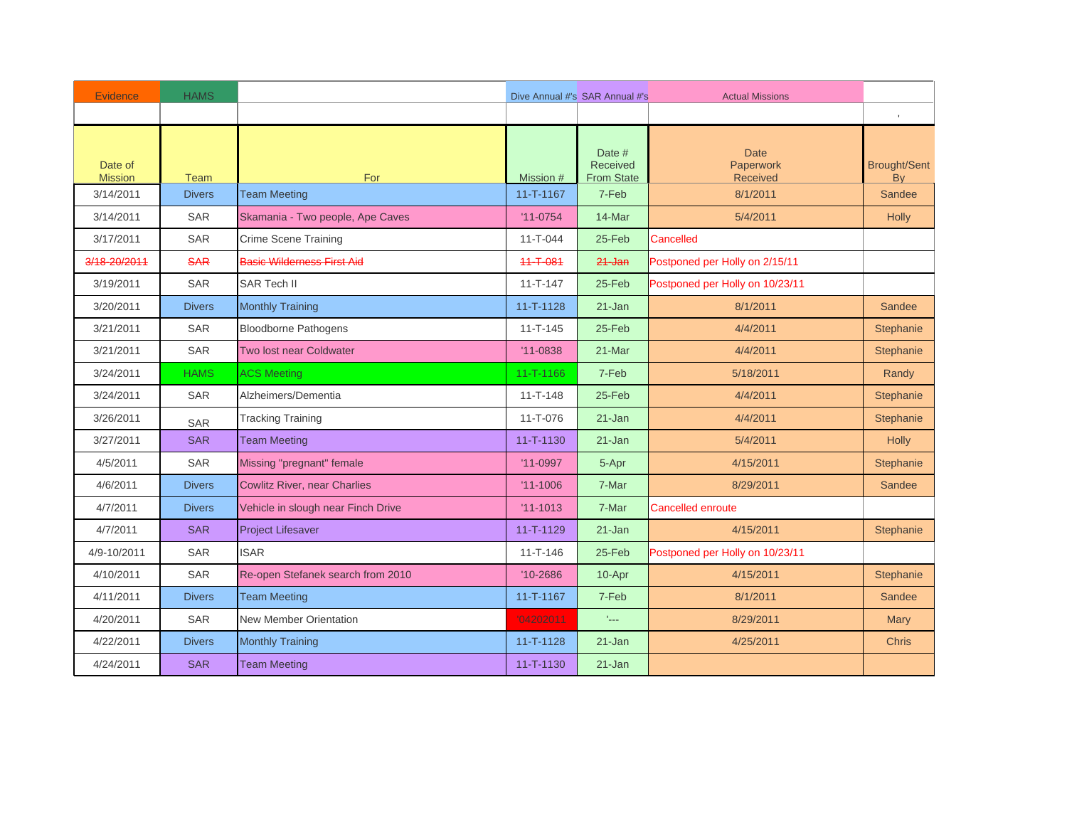| Evidence | HAMS | | Dive Annual #'s | SAR Annual #'s | Actual Missions | |
|---|---|---|---|---|---|---|
| | | | | | | ' |
| Date of Mission | Team | For | Mission # | Date # Received From State | Date Paperwork Received | Brought/Sent By |
| 3/14/2011 | Divers | Team Meeting | 11-T-1167 | 7-Feb | 8/1/2011 | Sandee |
| 3/14/2011 | SAR | Skamania - Two people, Ape Caves | '11-0754 | 14-Mar | 5/4/2011 | Holly |
| 3/17/2011 | SAR | Crime Scene Training | 11-T-044 | 25-Feb | Cancelled | |
| ~~3/18-20/2011~~ | ~~SAR~~ | ~~Basic Wilderness First Aid~~ | ~~11-T-081~~ | ~~21-Jan~~ | Postponed per Holly on 2/15/11 | |
| 3/19/2011 | SAR | SAR Tech II | 11-T-147 | 25-Feb | Postponed per Holly on 10/23/11 | |
| 3/20/2011 | Divers | Monthly Training | 11-T-1128 | 21-Jan | 8/1/2011 | Sandee |
| 3/21/2011 | SAR | Bloodborne Pathogens | 11-T-145 | 25-Feb | 4/4/2011 | Stephanie |
| 3/21/2011 | SAR | Two lost near Coldwater | '11-0838 | 21-Mar | 4/4/2011 | Stephanie |
| 3/24/2011 | HAMS | ACS Meeting | 11-T-1166 | 7-Feb | 5/18/2011 | Randy |
| 3/24/2011 | SAR | Alzheimers/Dementia | 11-T-148 | 25-Feb | 4/4/2011 | Stephanie |
| 3/26/2011 | SAR | Tracking Training | 11-T-076 | 21-Jan | 4/4/2011 | Stephanie |
| 3/27/2011 | SAR | Team Meeting | 11-T-1130 | 21-Jan | 5/4/2011 | Holly |
| 4/5/2011 | SAR | Missing "pregnant" female | '11-0997 | 5-Apr | 4/15/2011 | Stephanie |
| 4/6/2011 | Divers | Cowlitz River, near Charlies | '11-1006 | 7-Mar | 8/29/2011 | Sandee |
| 4/7/2011 | Divers | Vehicle in slough near Finch Drive | '11-1013 | 7-Mar | Cancelled enroute | |
| 4/7/2011 | SAR | Project Lifesaver | 11-T-1129 | 21-Jan | 4/15/2011 | Stephanie |
| 4/9-10/2011 | SAR | ISAR | 11-T-146 | 25-Feb | Postponed per Holly on 10/23/11 | |
| 4/10/2011 | SAR | Re-open Stefanek search from 2010 | '10-2686 | 10-Apr | 4/15/2011 | Stephanie |
| 4/11/2011 | Divers | Team Meeting | 11-T-1167 | 7-Feb | 8/1/2011 | Sandee |
| 4/20/2011 | SAR | New Member Orientation | '04202011 | '--- | 8/29/2011 | Mary |
| 4/22/2011 | Divers | Monthly Training | 11-T-1128 | 21-Jan | 4/25/2011 | Chris |
| 4/24/2011 | SAR | Team Meeting | 11-T-1130 | 21-Jan | | |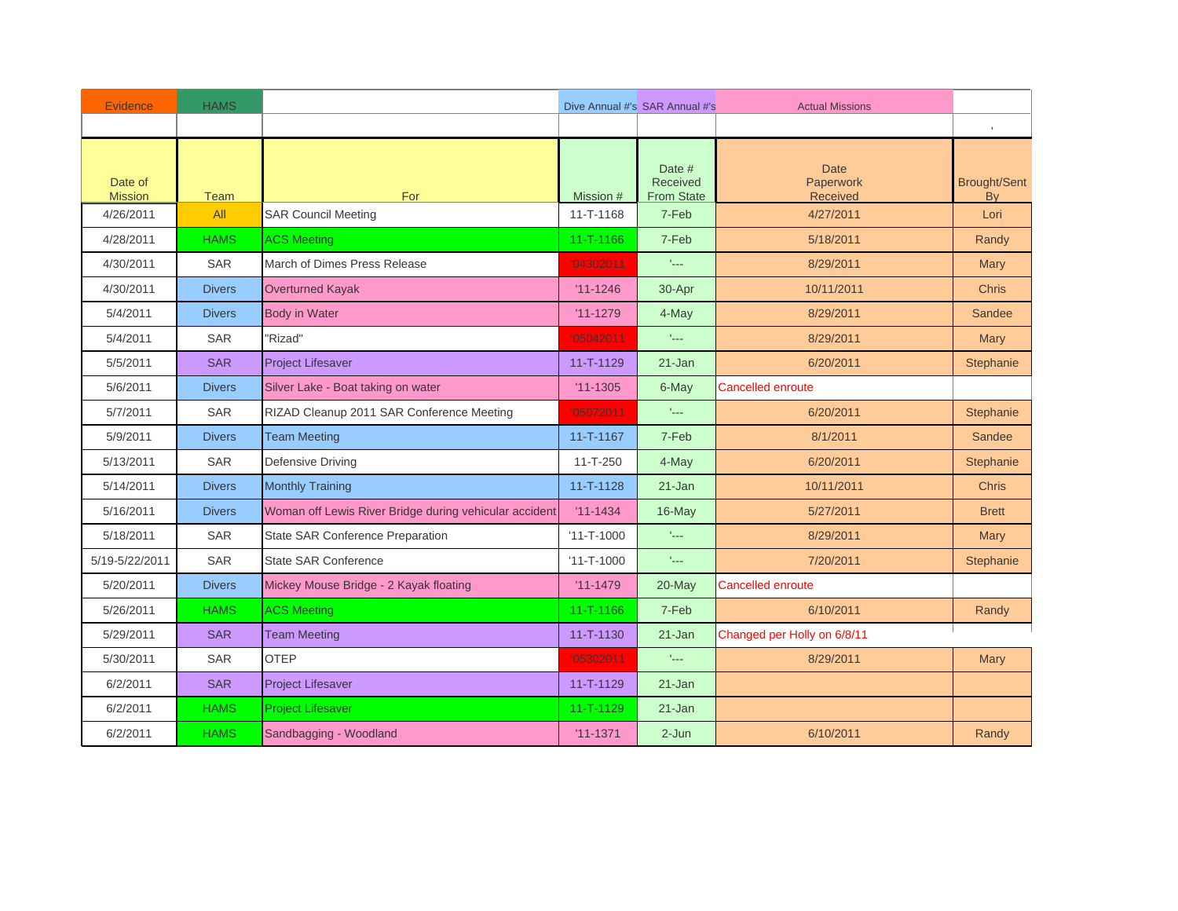| Evidence | HAMS | | Dive Annual #'s | SAR Annual #'s | Actual Missions | |
|---|---|---|---|---|---|---|
| | | | | | | ' |
| Date of Mission | Team | For | Mission # | Date # Received From State | Date Paperwork Received | Brought/Sent By |
| 4/26/2011 | All | SAR Council Meeting | 11-T-1168 | 7-Feb | 4/27/2011 | Lori |
| 4/28/2011 | HAMS | ACS Meeting | 11-T-1166 | 7-Feb | 5/18/2011 | Randy |
| 4/30/2011 | SAR | March of Dimes Press Release | '04302011 | '--- | 8/29/2011 | Mary |
| 4/30/2011 | Divers | Overturned Kayak | '11-1246 | 30-Apr | 10/11/2011 | Chris |
| 5/4/2011 | Divers | Body in Water | '11-1279 | 4-May | 8/29/2011 | Sandee |
| 5/4/2011 | SAR | "Rizad" | '05042011 | '--- | 8/29/2011 | Mary |
| 5/5/2011 | SAR | Project Lifesaver | 11-T-1129 | 21-Jan | 6/20/2011 | Stephanie |
| 5/6/2011 | Divers | Silver Lake - Boat taking on water | '11-1305 | 6-May | Cancelled enroute | |
| 5/7/2011 | SAR | RIZAD Cleanup 2011 SAR Conference Meeting | '05072011 | '--- | 6/20/2011 | Stephanie |
| 5/9/2011 | Divers | Team Meeting | 11-T-1167 | 7-Feb | 8/1/2011 | Sandee |
| 5/13/2011 | SAR | Defensive Driving | 11-T-250 | 4-May | 6/20/2011 | Stephanie |
| 5/14/2011 | Divers | Monthly Training | 11-T-1128 | 21-Jan | 10/11/2011 | Chris |
| 5/16/2011 | Divers | Woman off Lewis River Bridge during vehicular accident | '11-1434 | 16-May | 5/27/2011 | Brett |
| 5/18/2011 | SAR | State SAR Conference Preparation | '11-T-1000 | '--- | 8/29/2011 | Mary |
| 5/19-5/22/2011 | SAR | State SAR Conference | '11-T-1000 | '--- | 7/20/2011 | Stephanie |
| 5/20/2011 | Divers | Mickey Mouse Bridge - 2 Kayak floating | '11-1479 | 20-May | Cancelled enroute | |
| 5/26/2011 | HAMS | ACS Meeting | 11-T-1166 | 7-Feb | 6/10/2011 | Randy |
| 5/29/2011 | SAR | Team Meeting | 11-T-1130 | 21-Jan | Changed per Holly on 6/8/11 | |
| 5/30/2011 | SAR | OTEP | '05302011 | '--- | 8/29/2011 | Mary |
| 6/2/2011 | SAR | Project Lifesaver | 11-T-1129 | 21-Jan | | |
| 6/2/2011 | HAMS | Project Lifesaver | 11-T-1129 | 21-Jan | | |
| 6/2/2011 | HAMS | Sandbagging - Woodland | '11-1371 | 2-Jun | 6/10/2011 | Randy |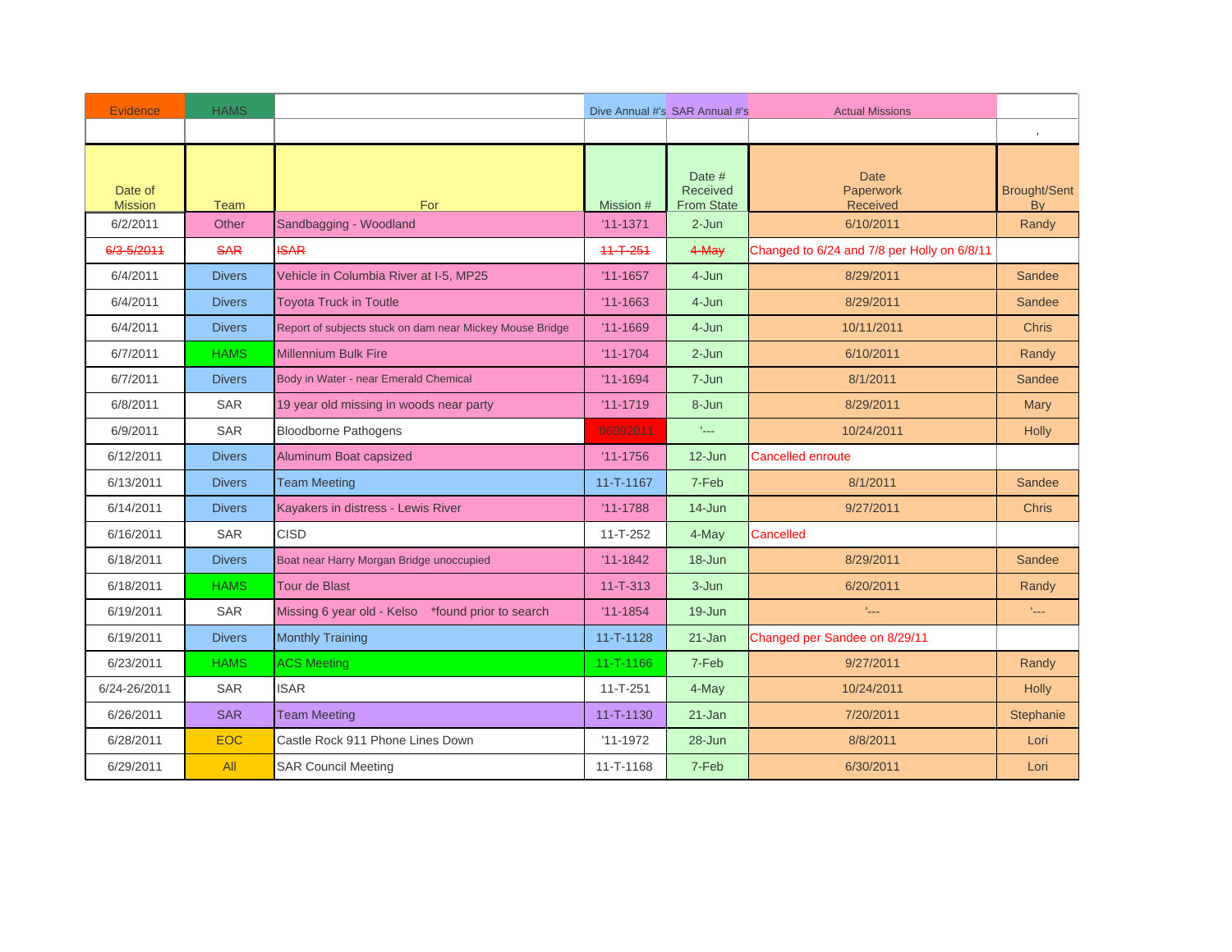| Evidence | HAMS | | Dive Annual #'s | SAR Annual #'s | Actual Missions | |
|---|---|---|---|---|---|---|
| | | | | | | ' |
| Date of Mission | Team | For | Mission # | Date # Received From State | Date Paperwork Received | Brought/Sent By |
| 6/2/2011 | Other | Sandbagging - Woodland | '11-1371 | 2-Jun | 6/10/2011 | Randy |
| ~~6/3-5/2011~~ | ~~SAR~~ | ~~ISAR~~ | ~~11-T-251~~ | ~~4-May~~ | Changed to 6/24 and 7/8 per Holly on 6/8/11 | |
| 6/4/2011 | Divers | Vehicle in Columbia River at I-5, MP25 | '11-1657 | 4-Jun | 8/29/2011 | Sandee |
| 6/4/2011 | Divers | Toyota Truck in Toutle | '11-1663 | 4-Jun | 8/29/2011 | Sandee |
| 6/4/2011 | Divers | Report of subjects stuck on dam near Mickey Mouse Bridge | '11-1669 | 4-Jun | 10/11/2011 | Chris |
| 6/7/2011 | HAMS | Millennium Bulk Fire | '11-1704 | 2-Jun | 6/10/2011 | Randy |
| 6/7/2011 | Divers | Body in Water - near Emerald Chemical | '11-1694 | 7-Jun | 8/1/2011 | Sandee |
| 6/8/2011 | SAR | 19 year old missing in woods near party | '11-1719 | 8-Jun | 8/29/2011 | Mary |
| 6/9/2011 | SAR | Bloodborne Pathogens | '06092011 | '--- | 10/24/2011 | Holly |
| 6/12/2011 | Divers | Aluminum Boat capsized | '11-1756 | 12-Jun | Cancelled enroute | |
| 6/13/2011 | Divers | Team Meeting | 11-T-1167 | 7-Feb | 8/1/2011 | Sandee |
| 6/14/2011 | Divers | Kayakers in distress - Lewis River | '11-1788 | 14-Jun | 9/27/2011 | Chris |
| 6/16/2011 | SAR | CISD | 11-T-252 | 4-May | Cancelled | |
| 6/18/2011 | Divers | Boat near Harry Morgan Bridge unoccupied | '11-1842 | 18-Jun | 8/29/2011 | Sandee |
| 6/18/2011 | HAMS | Tour de Blast | 11-T-313 | 3-Jun | 6/20/2011 | Randy |
| 6/19/2011 | SAR | Missing 6 year old - Kelso *found prior to search | '11-1854 | 19-Jun | '--- | '--- |
| 6/19/2011 | Divers | Monthly Training | 11-T-1128 | 21-Jan | Changed per Sandee on 8/29/11 | |
| 6/23/2011 | HAMS | ACS Meeting | 11-T-1166 | 7-Feb | 9/27/2011 | Randy |
| 6/24-26/2011 | SAR | ISAR | 11-T-251 | 4-May | 10/24/2011 | Holly |
| 6/26/2011 | SAR | Team Meeting | 11-T-1130 | 21-Jan | 7/20/2011 | Stephanie |
| 6/28/2011 | EOC | Castle Rock 911 Phone Lines Down | '11-1972 | 28-Jun | 8/8/2011 | Lori |
| 6/29/2011 | All | SAR Council Meeting | 11-T-1168 | 7-Feb | 6/30/2011 | Lori |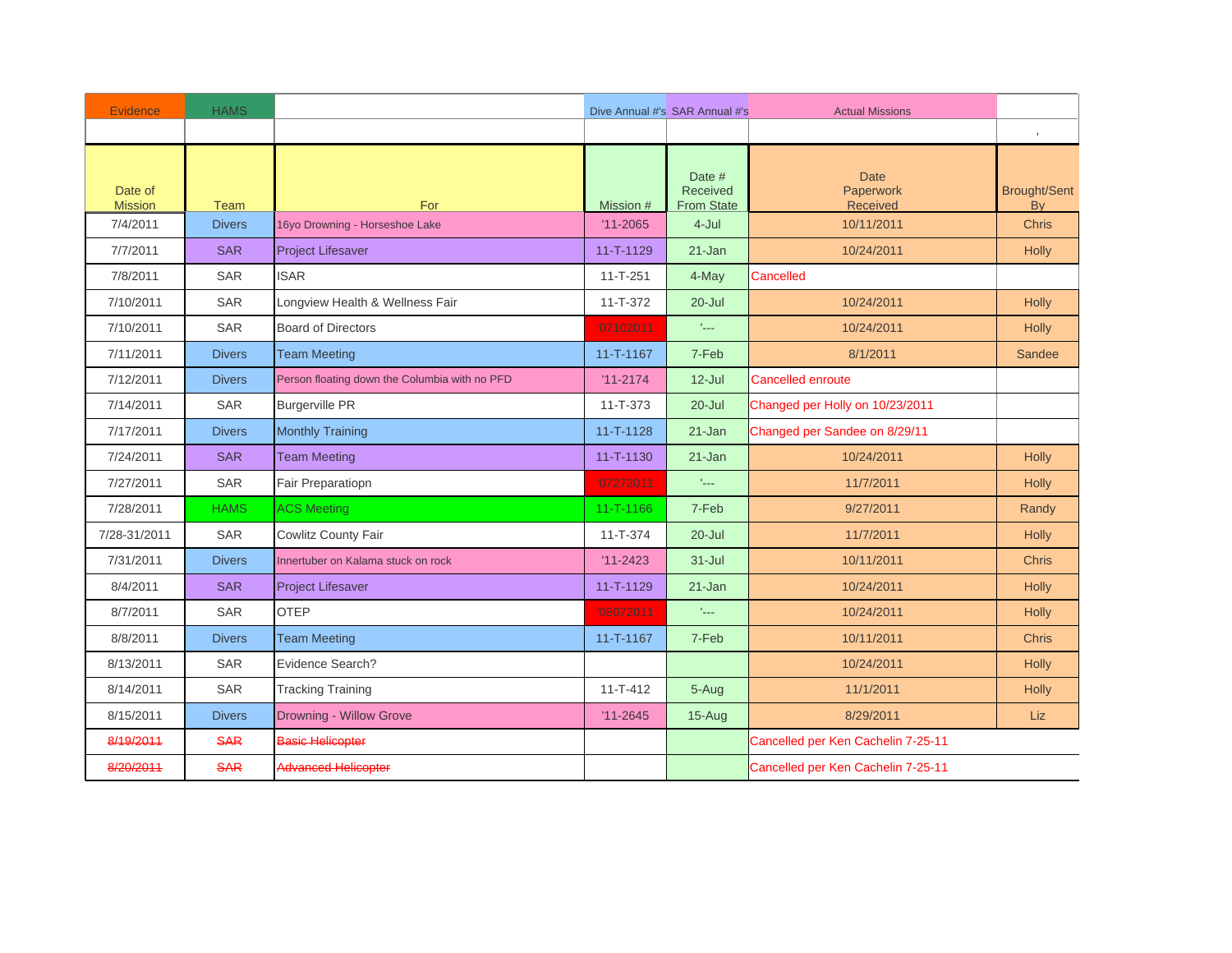| Evidence | HAMS | | Dive Annual #'s | SAR Annual #'s | Actual Missions | |
|---|---|---|---|---|---|---|
| | | | | | | ' |
| Date of Mission | Team | For | Mission # | Date # Received From State | Date Paperwork Received | Brought/Sent By |
| 7/4/2011 | Divers | 16yo Drowning - Horseshoe Lake | '11-2065 | 4-Jul | 10/11/2011 | Chris |
| 7/7/2011 | SAR | Project Lifesaver | 11-T-1129 | 21-Jan | 10/24/2011 | Holly |
| 7/8/2011 | SAR | ISAR | 11-T-251 | 4-May | Cancelled | |
| 7/10/2011 | SAR | Longview Health & Wellness Fair | 11-T-372 | 20-Jul | 10/24/2011 | Holly |
| 7/10/2011 | SAR | Board of Directors | '07102011 | '--- | 10/24/2011 | Holly |
| 7/11/2011 | Divers | Team Meeting | 11-T-1167 | 7-Feb | 8/1/2011 | Sandee |
| 7/12/2011 | Divers | Person floating down the Columbia with no PFD | '11-2174 | 12-Jul | Cancelled enroute | |
| 7/14/2011 | SAR | Burgerville PR | 11-T-373 | 20-Jul | Changed per Holly on 10/23/2011 | |
| 7/17/2011 | Divers | Monthly Training | 11-T-1128 | 21-Jan | Changed per Sandee on 8/29/11 | |
| 7/24/2011 | SAR | Team Meeting | 11-T-1130 | 21-Jan | 10/24/2011 | Holly |
| 7/27/2011 | SAR | Fair Preparatiopn | '07272011 | '--- | 11/7/2011 | Holly |
| 7/28/2011 | HAMS | ACS Meeting | 11-T-1166 | 7-Feb | 9/27/2011 | Randy |
| 7/28-31/2011 | SAR | Cowlitz County Fair | 11-T-374 | 20-Jul | 11/7/2011 | Holly |
| 7/31/2011 | Divers | Innertuber on Kalama stuck on rock | '11-2423 | 31-Jul | 10/11/2011 | Chris |
| 8/4/2011 | SAR | Project Lifesaver | 11-T-1129 | 21-Jan | 10/24/2011 | Holly |
| 8/7/2011 | SAR | OTEP | '08072011 | '--- | 10/24/2011 | Holly |
| 8/8/2011 | Divers | Team Meeting | 11-T-1167 | 7-Feb | 10/11/2011 | Chris |
| 8/13/2011 | SAR | Evidence Search? | | | 10/24/2011 | Holly |
| 8/14/2011 | SAR | Tracking Training | 11-T-412 | 5-Aug | 11/1/2011 | Holly |
| 8/15/2011 | Divers | Drowning - Willow Grove | '11-2645 | 15-Aug | 8/29/2011 | Liz |
| ~~8/19/2011~~ | ~~SAR~~ | ~~Basic Helicopter~~ | | | Cancelled per Ken Cachelin 7-25-11 | |
| ~~8/20/2011~~ | ~~SAR~~ | ~~Advanced Helicopter~~ | | | Cancelled per Ken Cachelin 7-25-11 | |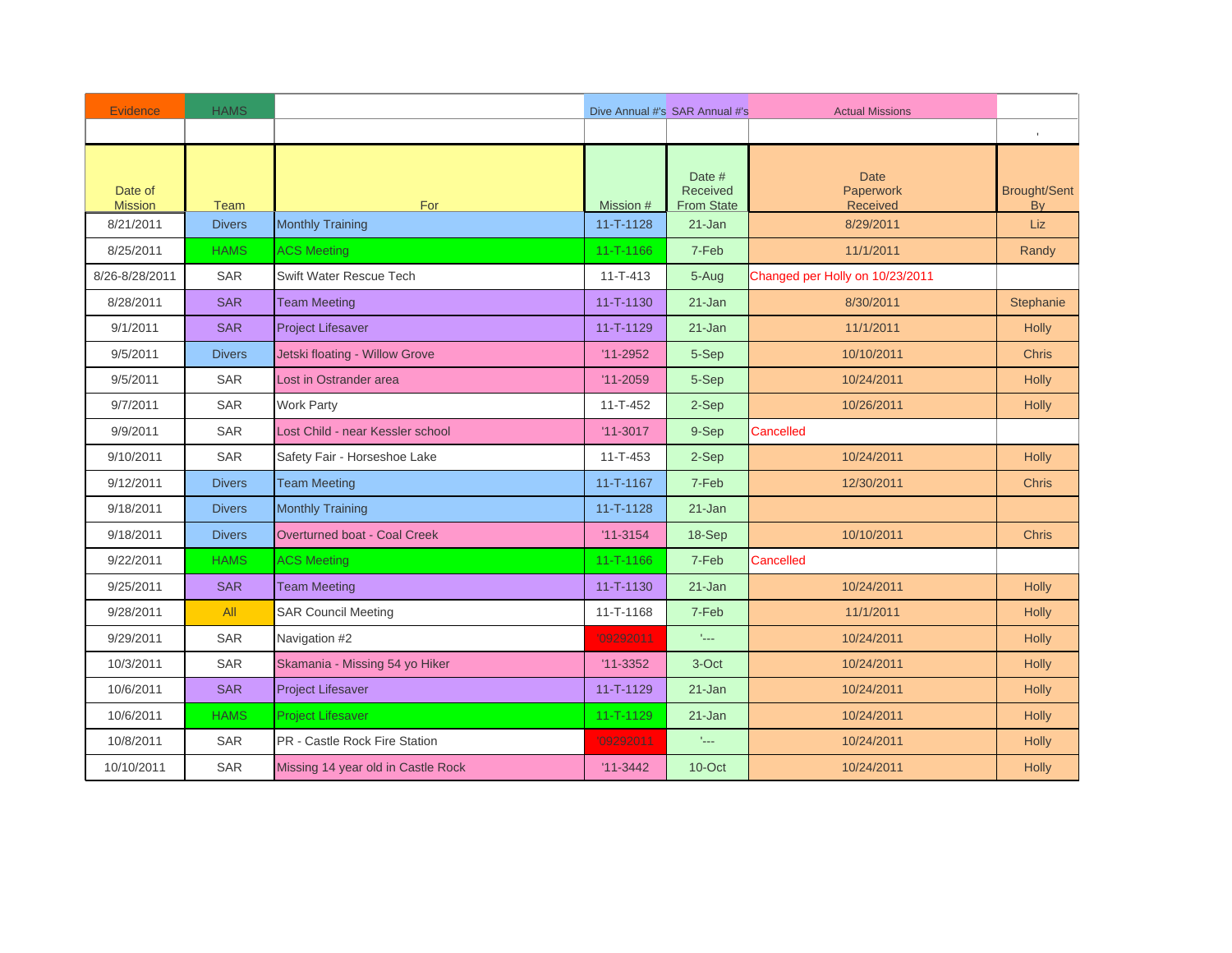| Evidence | HAMS | | Dive Annual #'s | SAR Annual #'s | Actual Missions | |
|---|---|---|---|---|---|---|
| | | | | | | ' |
| Date of Mission | Team | For | Mission # | Date # Received From State | Date Paperwork Received | Brought/Sent By |
| 8/21/2011 | Divers | Monthly Training | 11-T-1128 | 21-Jan | 8/29/2011 | Liz |
| 8/25/2011 | HAMS | ACS Meeting | 11-T-1166 | 7-Feb | 11/1/2011 | Randy |
| 8/26-8/28/2011 | SAR | Swift Water Rescue Tech | 11-T-413 | 5-Aug | Changed per Holly on 10/23/2011 | |
| 8/28/2011 | SAR | Team Meeting | 11-T-1130 | 21-Jan | 8/30/2011 | Stephanie |
| 9/1/2011 | SAR | Project Lifesaver | 11-T-1129 | 21-Jan | 11/1/2011 | Holly |
| 9/5/2011 | Divers | Jetski floating - Willow Grove | '11-2952 | 5-Sep | 10/10/2011 | Chris |
| 9/5/2011 | SAR | Lost in Ostrander area | '11-2059 | 5-Sep | 10/24/2011 | Holly |
| 9/7/2011 | SAR | Work Party | 11-T-452 | 2-Sep | 10/26/2011 | Holly |
| 9/9/2011 | SAR | Lost Child - near Kessler school | '11-3017 | 9-Sep | Cancelled | |
| 9/10/2011 | SAR | Safety Fair - Horseshoe Lake | 11-T-453 | 2-Sep | 10/24/2011 | Holly |
| 9/12/2011 | Divers | Team Meeting | 11-T-1167 | 7-Feb | 12/30/2011 | Chris |
| 9/18/2011 | Divers | Monthly Training | 11-T-1128 | 21-Jan | | |
| 9/18/2011 | Divers | Overturned boat - Coal Creek | '11-3154 | 18-Sep | 10/10/2011 | Chris |
| 9/22/2011 | HAMS | ACS Meeting | 11-T-1166 | 7-Feb | Cancelled | |
| 9/25/2011 | SAR | Team Meeting | 11-T-1130 | 21-Jan | 10/24/2011 | Holly |
| 9/28/2011 | All | SAR Council Meeting | 11-T-1168 | 7-Feb | 11/1/2011 | Holly |
| 9/29/2011 | SAR | Navigation #2 | '09292011 | '--- | 10/24/2011 | Holly |
| 10/3/2011 | SAR | Skamania - Missing 54 yo Hiker | '11-3352 | 3-Oct | 10/24/2011 | Holly |
| 10/6/2011 | SAR | Project Lifesaver | 11-T-1129 | 21-Jan | 10/24/2011 | Holly |
| 10/6/2011 | HAMS | Project Lifesaver | 11-T-1129 | 21-Jan | 10/24/2011 | Holly |
| 10/8/2011 | SAR | PR - Castle Rock Fire Station | '09292011 | '--- | 10/24/2011 | Holly |
| 10/10/2011 | SAR | Missing 14 year old in Castle Rock | '11-3442 | 10-Oct | 10/24/2011 | Holly |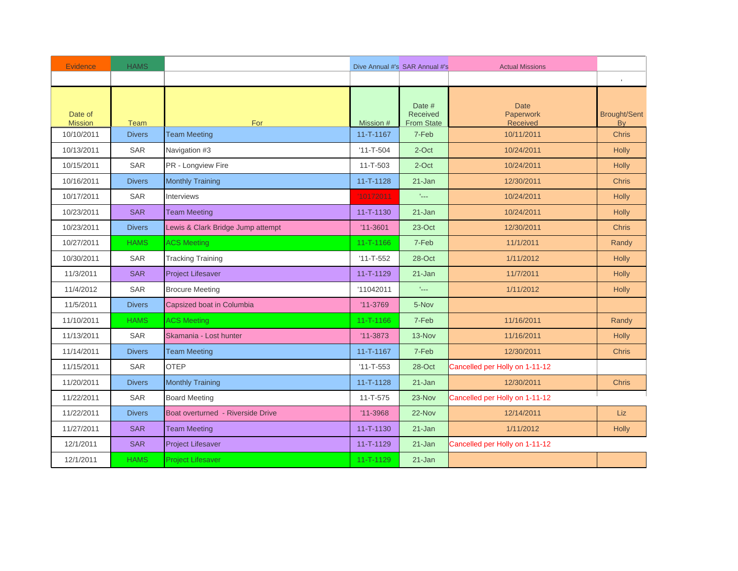| Evidence | HAMS | | Dive Annual #'s | SAR Annual #'s | Actual Missions | |
|---|---|---|---|---|---|---|
| | | | | | | ' |
| Date of Mission | Team | For | Mission # | Date # Received From State | Date Paperwork Received | Brought/Sent By |
| 10/10/2011 | Divers | Team Meeting | 11-T-1167 | 7-Feb | 10/11/2011 | Chris |
| 10/13/2011 | SAR | Navigation #3 | '11-T-504 | 2-Oct | 10/24/2011 | Holly |
| 10/15/2011 | SAR | PR - Longview Fire | 11-T-503 | 2-Oct | 10/24/2011 | Holly |
| 10/16/2011 | Divers | Monthly Training | 11-T-1128 | 21-Jan | 12/30/2011 | Chris |
| 10/17/2011 | SAR | Interviews | '10172011 | '--- | 10/24/2011 | Holly |
| 10/23/2011 | SAR | Team Meeting | 11-T-1130 | 21-Jan | 10/24/2011 | Holly |
| 10/23/2011 | Divers | Lewis & Clark Bridge Jump attempt | '11-3601 | 23-Oct | 12/30/2011 | Chris |
| 10/27/2011 | HAMS | ACS Meeting | 11-T-1166 | 7-Feb | 11/1/2011 | Randy |
| 10/30/2011 | SAR | Tracking Training | '11-T-552 | 28-Oct | 1/11/2012 | Holly |
| 11/3/2011 | SAR | Project Lifesaver | 11-T-1129 | 21-Jan | 11/7/2011 | Holly |
| 11/4/2012 | SAR | Brocure Meeting | '11042011 | '--- | 1/11/2012 | Holly |
| 11/5/2011 | Divers | Capsized boat in Columbia | '11-3769 | 5-Nov | | |
| 11/10/2011 | HAMS | ACS Meeting | 11-T-1166 | 7-Feb | 11/16/2011 | Randy |
| 11/13/2011 | SAR | Skamania - Lost hunter | '11-3873 | 13-Nov | 11/16/2011 | Holly |
| 11/14/2011 | Divers | Team Meeting | 11-T-1167 | 7-Feb | 12/30/2011 | Chris |
| 11/15/2011 | SAR | OTEP | '11-T-553 | 28-Oct | Cancelled per Holly on 1-11-12 | |
| 11/20/2011 | Divers | Monthly Training | 11-T-1128 | 21-Jan | 12/30/2011 | Chris |
| 11/22/2011 | SAR | Board Meeting | 11-T-575 | 23-Nov | Cancelled per Holly on 1-11-12 | |
| 11/22/2011 | Divers | Boat overturned - Riverside Drive | '11-3968 | 22-Nov | 12/14/2011 | Liz |
| 11/27/2011 | SAR | Team Meeting | 11-T-1130 | 21-Jan | 1/11/2012 | Holly |
| 12/1/2011 | SAR | Project Lifesaver | 11-T-1129 | 21-Jan | Cancelled per Holly on 1-11-12 | |
| 12/1/2011 | HAMS | Project Lifesaver | 11-T-1129 | 21-Jan | | |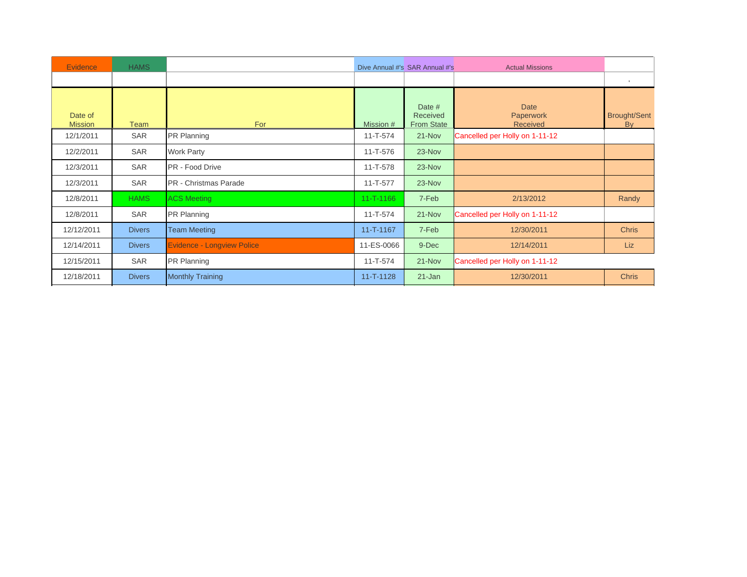| Evidence | HAMS | | Dive Annual #'s | SAR Annual #'s | Actual Missions | |
|---|---|---|---|---|---|---|
| | | | | | | ' |
| Date of Mission | Team | For | Mission # | Date # Received From State | Date Paperwork Received | Brought/Sent By |
| 12/1/2011 | SAR | PR Planning | 11-T-574 | 21-Nov | Cancelled per Holly on 1-11-12 | |
| 12/2/2011 | SAR | Work Party | 11-T-576 | 23-Nov | | |
| 12/3/2011 | SAR | PR - Food Drive | 11-T-578 | 23-Nov | | |
| 12/3/2011 | SAR | PR - Christmas Parade | 11-T-577 | 23-Nov | | |
| 12/8/2011 | HAMS | ACS Meeting | 11-T-1166 | 7-Feb | 2/13/2012 | Randy |
| 12/8/2011 | SAR | PR Planning | 11-T-574 | 21-Nov | Cancelled per Holly on 1-11-12 | |
| 12/12/2011 | Divers | Team Meeting | 11-T-1167 | 7-Feb | 12/30/2011 | Chris |
| 12/14/2011 | Divers | Evidence - Longview Police | 11-ES-0066 | 9-Dec | 12/14/2011 | Liz |
| 12/15/2011 | SAR | PR Planning | 11-T-574 | 21-Nov | Cancelled per Holly on 1-11-12 | |
| 12/18/2011 | Divers | Monthly Training | 11-T-1128 | 21-Jan | 12/30/2011 | Chris |